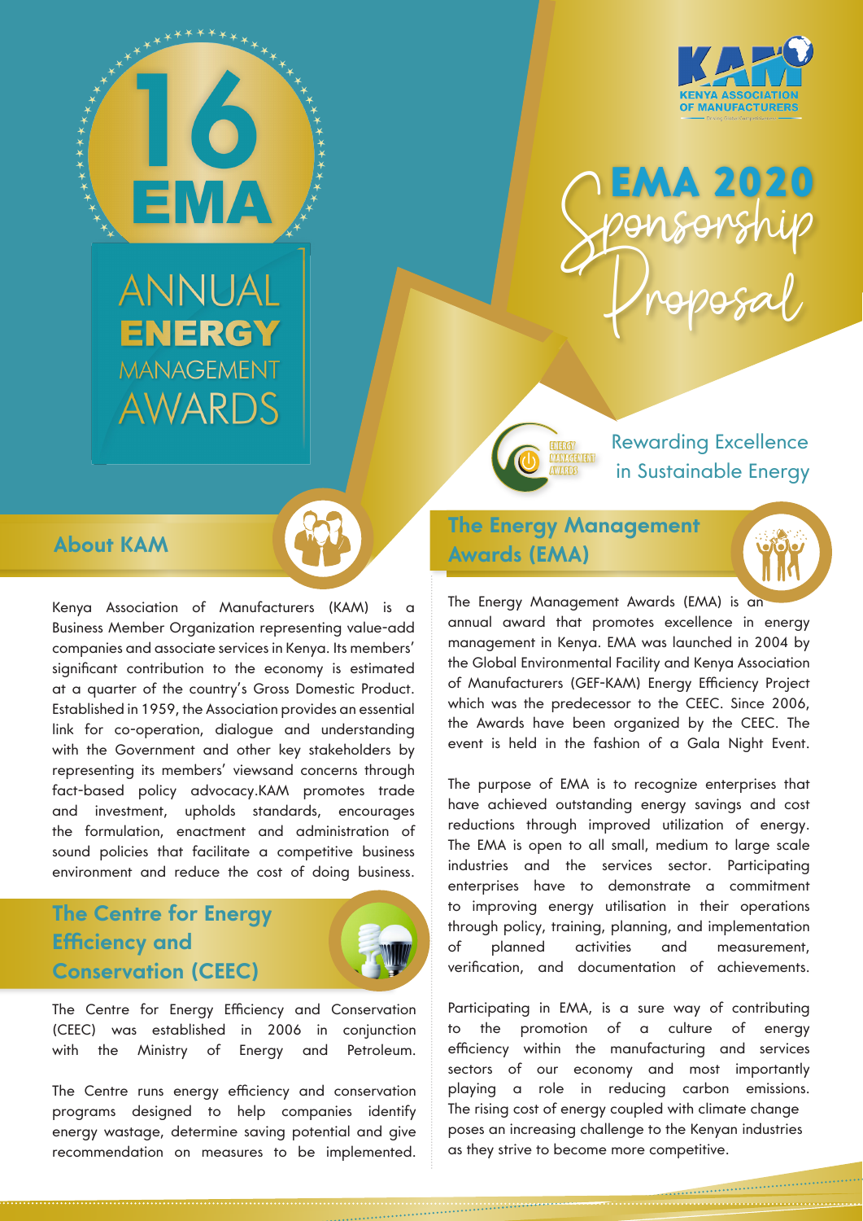# 16 EMA

## ANNUAL ENERGY MANAGEMENT AWARDS

KENYA ASSOCIATION OF MANUFACTURERS

# EMA 2020 Sponsorship Proposal

Rewarding Excellence in Sustainable Energy

## About KAM

Kenya Association of Manufacturers (KAM) is a Business Member Organization representing value-add companies and associate services in Kenya. Its members' significant contribution to the economy is estimated at a quarter of the country's Gross Domestic Product. Established in 1959, the Association provides an essential link for co-operation, dialogue and understanding with the Government and other key stakeholders by representing its members' viewsand concerns through fact-based policy advocacy.KAM promotes trade and investment, upholds standards, encourages the formulation, enactment and administration of sound policies that facilitate a competitive business environment and reduce the cost of doing business.

## The Centre for Energy Efficiency and Conservation (CEEC)

The Centre for Energy Efficiency and Conservation (CEEC) was established in 2006 in conjunction with the Ministry of Energy and Petroleum.

The Centre runs energy efficiency and conservation programs designed to help companies identify energy wastage, determine saving potential and give recommendation on measures to be implemented.

## The Energy Management Awards (EMA)

The Energy Management Awards (EMA) is an annual award that promotes excellence in energy management in Kenya. EMA was launched in 2004 by the Global Environmental Facility and Kenya Association of Manufacturers (GEF-KAM) Energy Efficiency Project which was the predecessor to the CEEC. Since 2006, the Awards have been organized by the CEEC. The event is held in the fashion of a Gala Night Event.

The purpose of EMA is to recognize enterprises that have achieved outstanding energy savings and cost reductions through improved utilization of energy. The EMA is open to all small, medium to large scale industries and the services sector. Participating enterprises have to demonstrate a commitment to improving energy utilisation in their operations through policy, training, planning, and implementation of planned activities and measurement, verification, and documentation of achievements.

Participating in EMA, is a sure way of contributing to the promotion of a culture of energy efficiency within the manufacturing and services sectors of our economy and most importantly playing a role in reducing carbon emissions. The rising cost of energy coupled with climate change poses an increasing challenge to the Kenyan industries as they strive to become more competitive.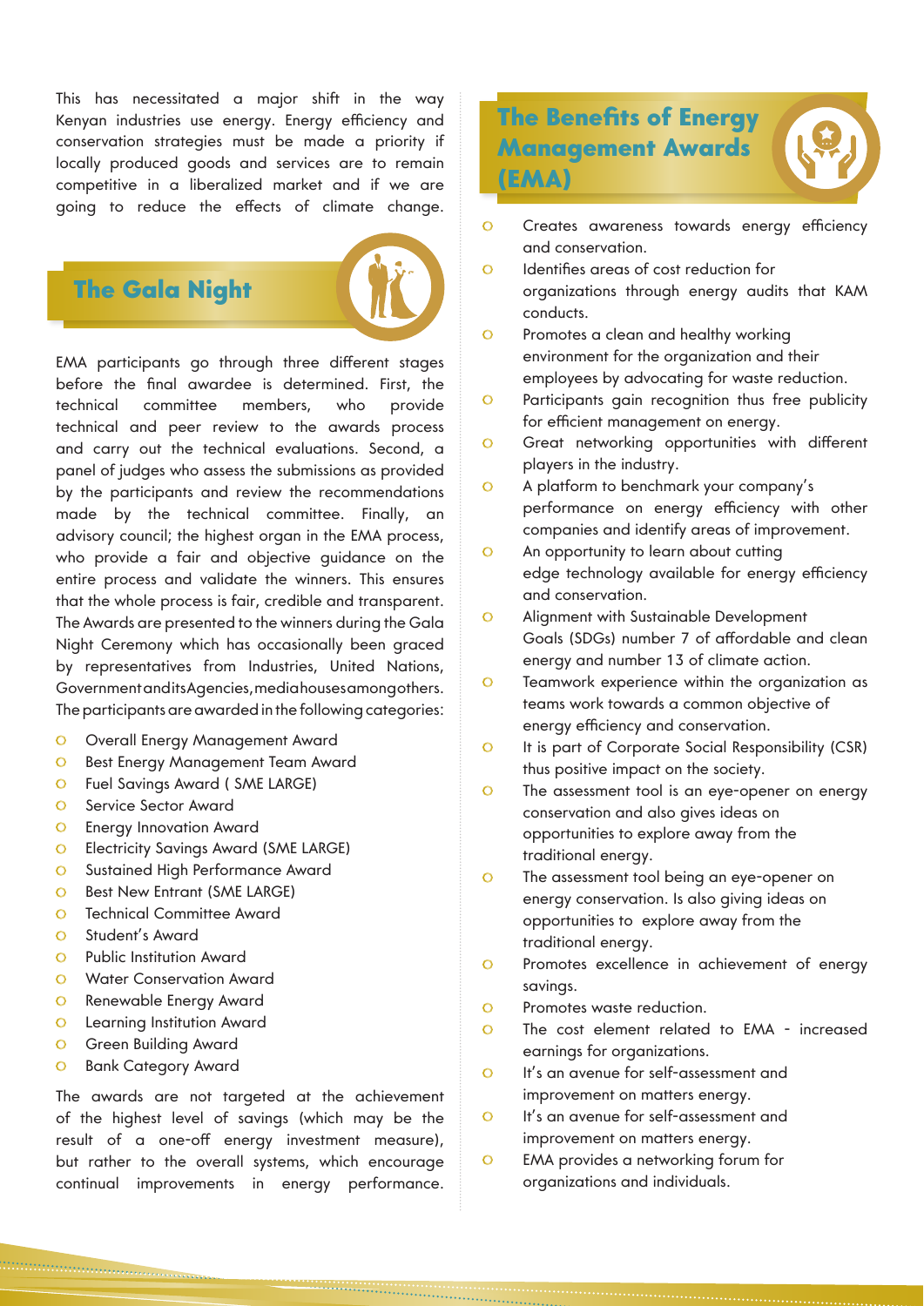This has necessitated a major shift in the way Kenyan industries use energy. Energy efficiency and conservation strategies must be made a priority if locally produced goods and services are to remain competitive in a liberalized market and if we are going to reduce the effects of climate change.

## The Gala Night

EMA participants go through three different stages before the final awardee is determined. First, the technical committee members, who provide technical and peer review to the awards process and carry out the technical evaluations. Second, a panel of judges who assess the submissions as provided by the participants and review the recommendations made by the technical committee. Finally, an advisory council; the highest organ in the EMA process, who provide a fair and objective guidance on the entire process and validate the winners. This ensures that the whole process is fair, credible and transparent. The Awards are presented to the winners during the Gala Night Ceremony which has occasionally been graced by representatives from Industries, United Nations, Government and its Agencies, media houses among others. The participants are awarded in the following categories:

- Overall Energy Management Award
- Best Energy Management Team Award
- Fuel Savings Award ( SME LARGE)
- Service Sector Award
- Energy Innovation Award
- Electricity Savings Award (SME LARGE)
- Sustained High Performance Award
- Best New Entrant (SME LARGE)
- Technical Committee Award
- Student's Award
- Public Institution Award
- Water Conservation Award
- Renewable Energy Award
- Learning Institution Award
- Green Building Award
- Bank Category Award

The awards are not targeted at the achievement of the highest level of savings (which may be the result of a one-off energy investment measure), but rather to the overall systems, which encourage continual improvements in energy performance.

## The Benefits of Energy Management Awards (EMA)

- Creates awareness towards energy efficiency and conservation.
- Identifies areas of cost reduction for organizations through energy audits that KAM conducts.
- Promotes a clean and healthy working environment for the organization and their employees by advocating for waste reduction.
- Participants gain recognition thus free publicity for efficient management on energy.
- Great networking opportunities with different players in the industry.
- A platform to benchmark your company's performance on energy efficiency with other companies and identify areas of improvement.
- An opportunity to learn about cutting edge technology available for energy efficiency and conservation.
- Alignment with Sustainable Development Goals (SDGs) number 7 of affordable and clean energy and number 13 of climate action.
- Teamwork experience within the organization as teams work towards a common objective of energy efficiency and conservation.
- It is part of Corporate Social Responsibility (CSR) thus positive impact on the society.
- The assessment tool is an eye-opener on energy conservation and also gives ideas on opportunities to explore away from the traditional energy.
- The assessment tool being an eye-opener on energy conservation. Is also giving ideas on opportunities to explore away from the traditional energy.
- Promotes excellence in achievement of energy savings.
- Promotes waste reduction.
- The cost element related to EMA - increased earnings for organizations.
- It's an avenue for self-assessment and improvement on matters energy.
- It's an avenue for self-assessment and improvement on matters energy.
- EMA provides a networking forum for organizations and individuals.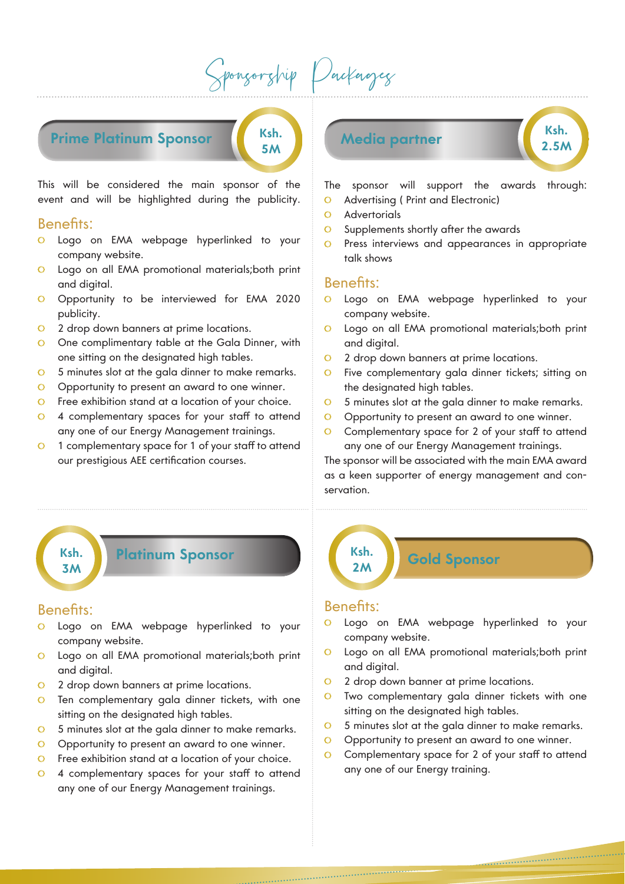# Sponsorship Packages

## Prime Platinum Sponsor

**Ksh. 5M**

This will be considered the main sponsor of the event and will be highlighted during the publicity.

### Benefits:

- Logo on EMA webpage hyperlinked to your company website.
- Logo on all EMA promotional materials;both print and digital.
- Opportunity to be interviewed for EMA 2020 publicity.
- 2 drop down banners at prime locations.
- One complimentary table at the Gala Dinner, with one sitting on the designated high tables.
- 5 minutes slot at the gala dinner to make remarks.
- Opportunity to present an award to one winner.
- Free exhibition stand at a location of your choice.
- 4 complementary spaces for your staff to attend any one of our Energy Management trainings.
- 1 complementary space for 1 of your staff to attend our prestigious AEE certification courses.

## Media partner

**Ksh. 2.5M**

The sponsor will support the awards through:

- Advertising ( Print and Electronic)
- Advertorials
- Supplements shortly after the awards
- Press interviews and appearances in appropriate talk shows

### Benefits:

- Logo on EMA webpage hyperlinked to your company website.
- Logo on all EMA promotional materials;both print and digital.
- 2 drop down banners at prime locations.
- Five complementary gala dinner tickets; sitting on the designated high tables.
- 5 minutes slot at the gala dinner to make remarks.
- Opportunity to present an award to one winner.
- Complementary space for 2 of your staff to attend any one of our Energy Management trainings.

The sponsor will be associated with the main EMA award as a keen supporter of energy management and conservation.

## Platinum Sponsor

**Ksh. 3M**

### Benefits:

- Logo on EMA webpage hyperlinked to your company website.
- Logo on all EMA promotional materials;both print and digital.
- 2 drop down banners at prime locations.
- Ten complementary gala dinner tickets, with one sitting on the designated high tables.
- 5 minutes slot at the gala dinner to make remarks.
- Opportunity to present an award to one winner.
- Free exhibition stand at a location of your choice.
- 4 complementary spaces for your staff to attend any one of our Energy Management trainings.

## Gold Sponsor

**Ksh. 2M**

### Benefits:

- Logo on EMA webpage hyperlinked to your company website.
- Logo on all EMA promotional materials;both print and digital.
- 2 drop down banner at prime locations.
- Two complementary gala dinner tickets with one sitting on the designated high tables.
- 5 minutes slot at the gala dinner to make remarks.
- Opportunity to present an award to one winner.
- Complementary space for 2 of your staff to attend any one of our Energy training.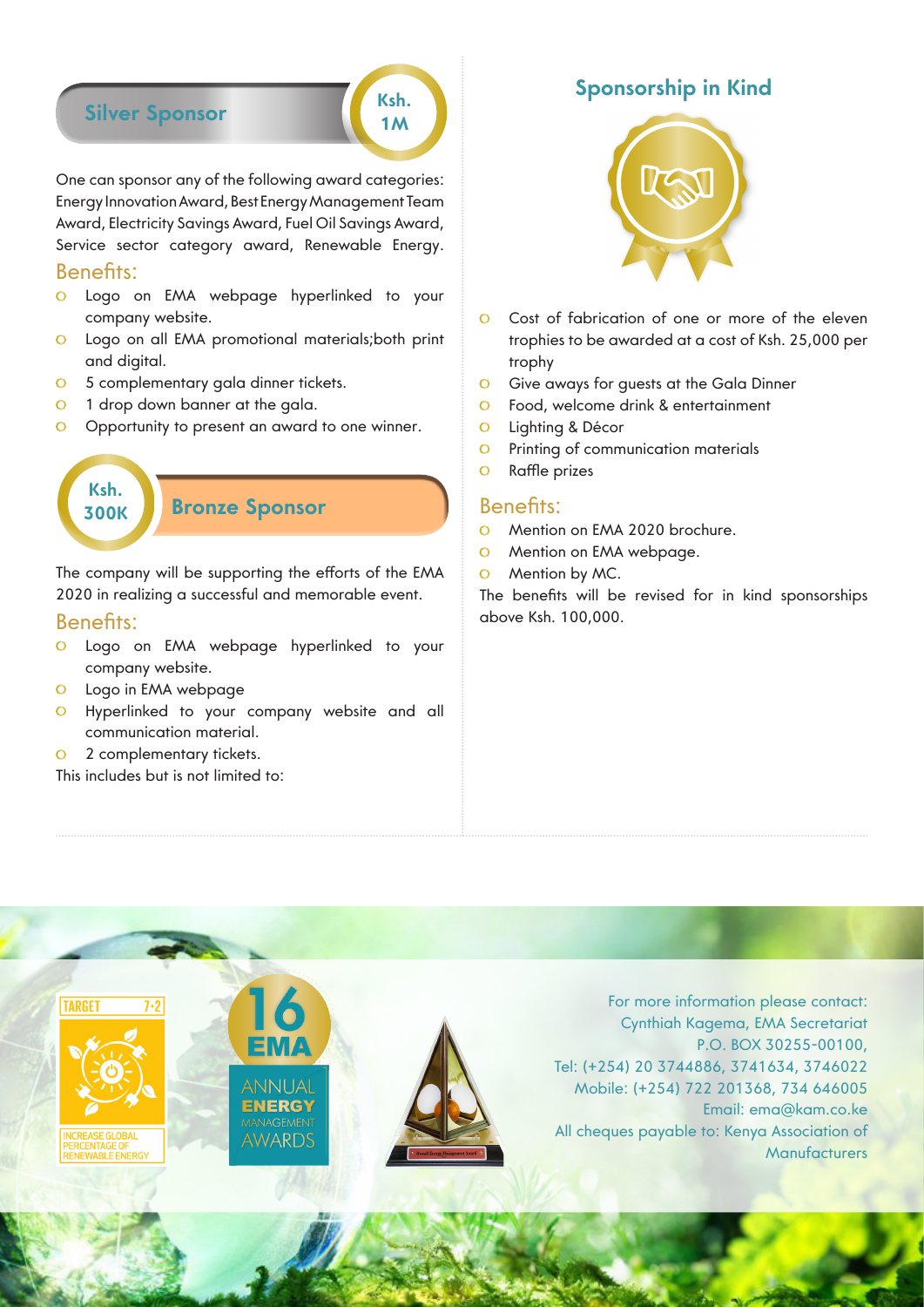## Silver Sponsor

**Ksh. 1M**

One can sponsor any of the following award categories: Energy Innovation Award, Best Energy Management Team Award, Electricity Savings Award, Fuel Oil Savings Award, Service sector category award, Renewable Energy.

### Benefits:

- Logo on EMA webpage hyperlinked to your company website.
- Logo on all EMA promotional materials;both print and digital.
- 5 complementary gala dinner tickets.
- 1 drop down banner at the gala.
- Opportunity to present an award to one winner.

## Bronze Sponsor

**Ksh. 300K**

The company will be supporting the efforts of the EMA 2020 in realizing a successful and memorable event.

### Benefits:

- Logo on EMA webpage hyperlinked to your company website.
- Logo in EMA webpage
- Hyperlinked to your company website and all communication material.
- 2 complementary tickets.

This includes but is not limited to:

## Sponsorship in Kind

- Cost of fabrication of one or more of the eleven trophies to be awarded at a cost of Ksh. 25,000 per trophy
- Give aways for guests at the Gala Dinner
- Food, welcome drink & entertainment
- Lighting & Décor
- Printing of communication materials
- Raffle prizes

### Benefits:

- Mention on EMA 2020 brochure.
- Mention on EMA webpage.
- Mention by MC.

The benefits will be revised for in kind sponsorships above Ksh. 100,000.

TARGET 7·2

INCREASE GLOBAL PERCENTAGE OF RENEWABLE ENERGY

16 EMA

ANNUAL ENERGY MANAGEMENT AWARDS

For more information please contact:
Cynthiah Kagema, EMA Secretariat
P.O. BOX 30255-00100,
Tel: (+254) 20 3744886, 3741634, 3746022
Mobile: (+254) 722 201368, 734 646005
Email: ema@kam.co.ke
All cheques payable to: Kenya Association of Manufacturers